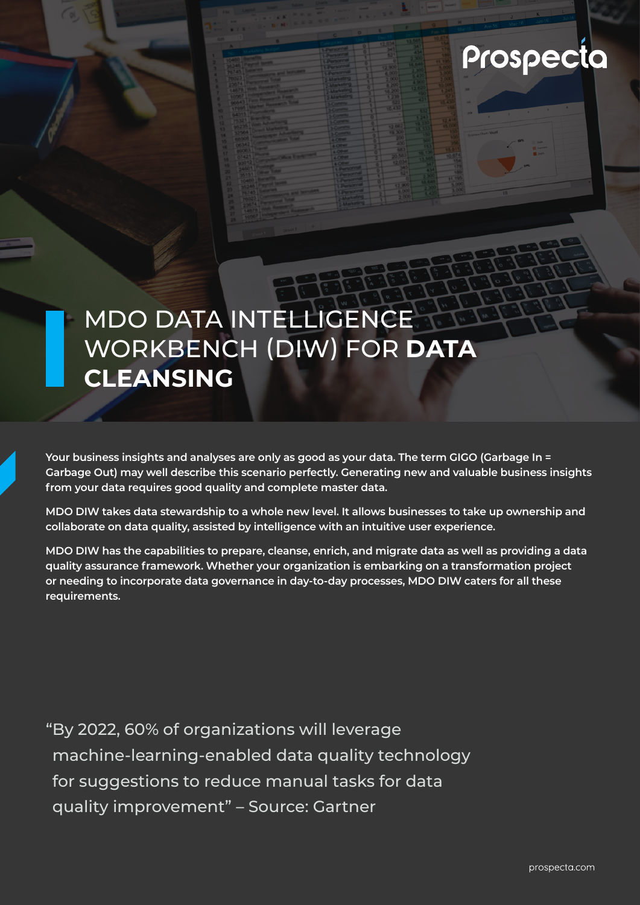# MDO DATA INTELLIGENCE WORKBENCH (DIW) FOR **DATA CLEANSING**

**Your business insights and analyses are only as good as your data. The term GIGO (Garbage In = Garbage Out) may well describe this scenario perfectly. Generating new and valuable business insights from your data requires good quality and complete master data.**

**MDO DIW takes data stewardship to a whole new level. It allows businesses to take up ownership and collaborate on data quality, assisted by intelligence with an intuitive user experience.**

**MDO DIW has the capabilities to prepare, cleanse, enrich, and migrate data as well as providing a data quality assurance framework. Whether your organization is embarking on a transformation project or needing to incorporate data governance in day-to-day processes, MDO DIW caters for all these requirements.**

"By 2022, 60% of organizations will leverage machine-learning-enabled data quality technology for suggestions to reduce manual tasks for data quality improvement" – Source: Gartner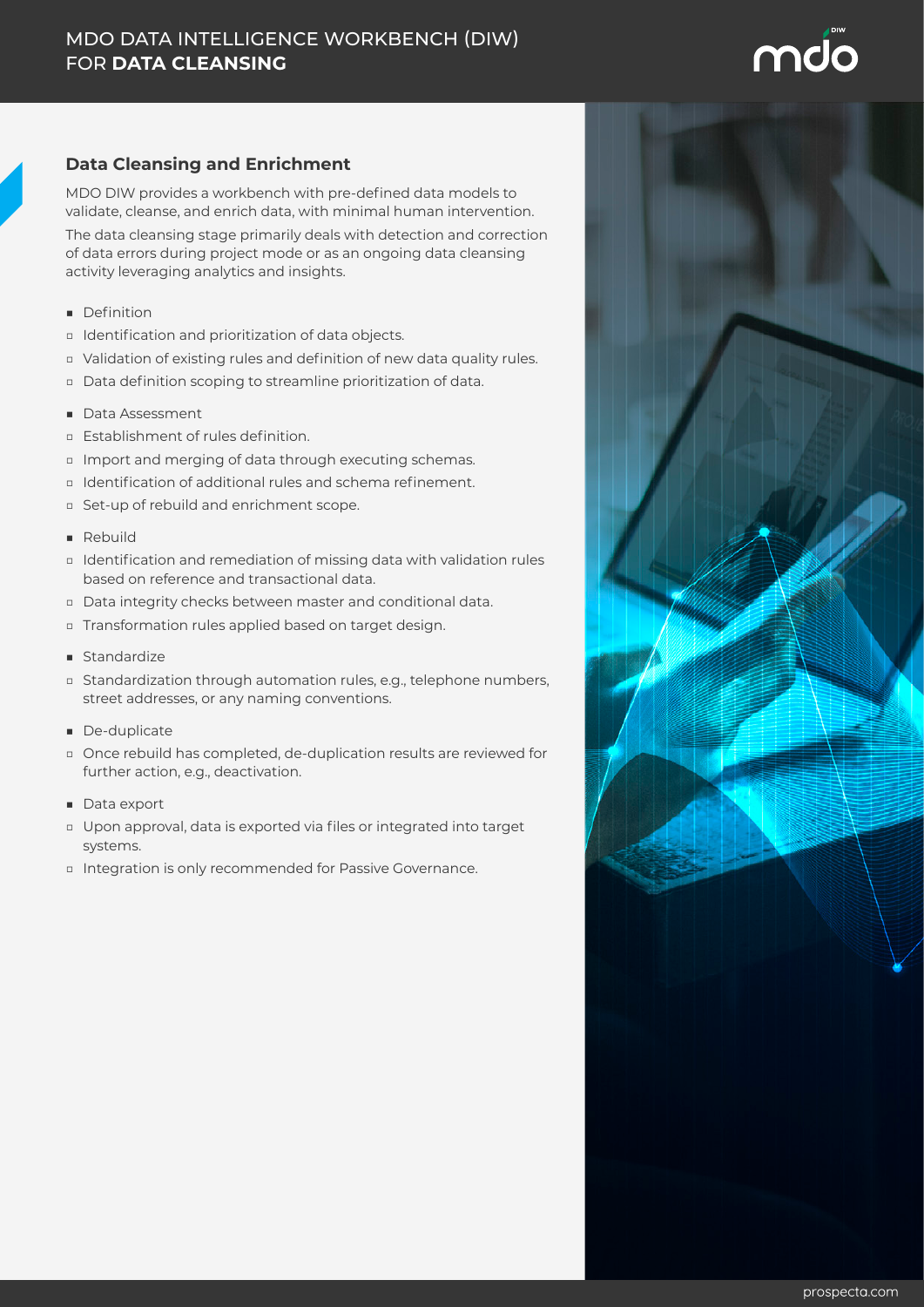# MDO DATA INTELLIGENCE WORKBENCH (DIW) FOR **DATA CLEANSING**

## Data Cleansing and Enrichment

MDO DIW provides a workbench with pre-defined data models to validate, cleanse, and enrich data, with minimal human intervention.

The data cleansing stage primarily deals with detection and correction of data errors during project mode or as an ongoing data cleansing activity leveraging analytics and insights.

- Definition
  - Identification and prioritization of data objects.
  - Validation of existing rules and definition of new data quality rules.
  - Data definition scoping to streamline prioritization of data.
- Data Assessment
  - Establishment of rules definition.
  - Import and merging of data through executing schemas.
  - Identification of additional rules and schema refinement.
  - Set-up of rebuild and enrichment scope.
- Rebuild
  - Identification and remediation of missing data with validation rules based on reference and transactional data.
  - Data integrity checks between master and conditional data.
  - Transformation rules applied based on target design.
- Standardize
  - Standardization through automation rules, e.g., telephone numbers, street addresses, or any naming conventions.
- De-duplicate
  - Once rebuild has completed, de-duplication results are reviewed for further action, e.g., deactivation.
- Data export
  - Upon approval, data is exported via files or integrated into target systems.
  - Integration is only recommended for Passive Governance.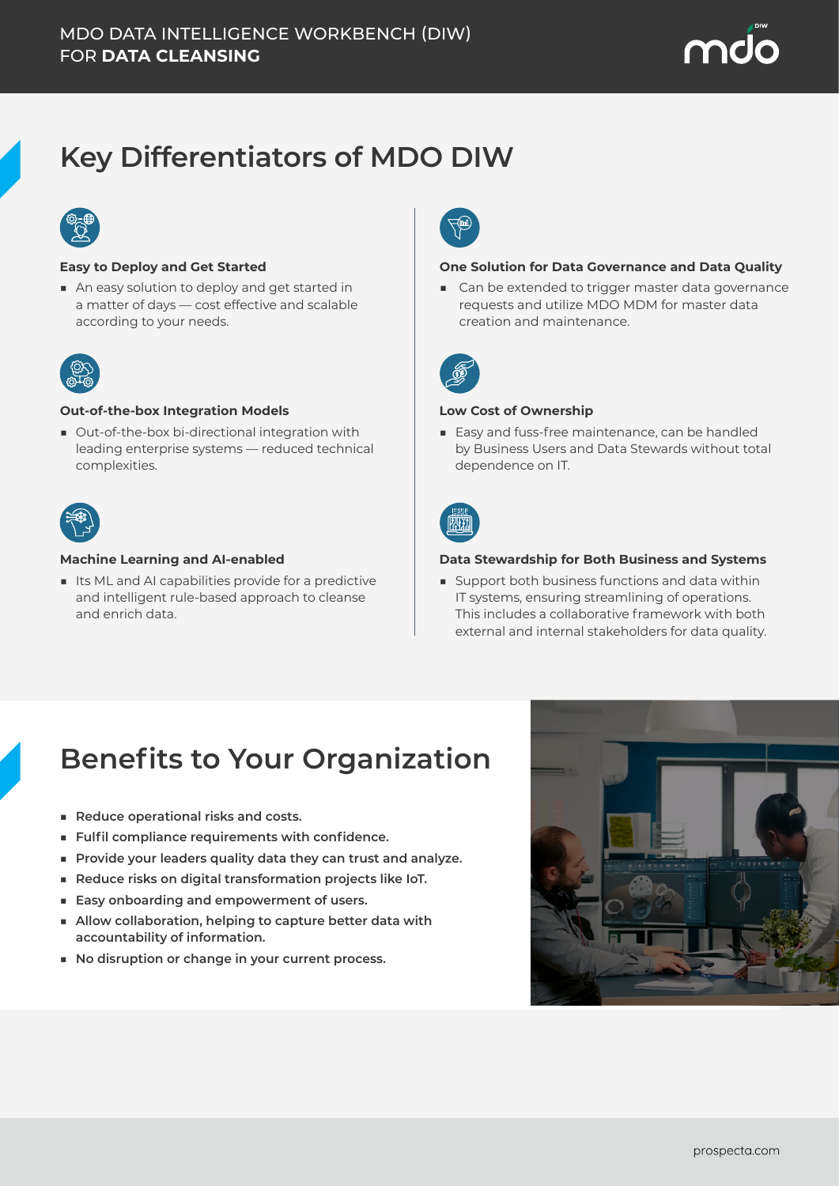# Key Differentiators of MDO DIW

### Easy to Deploy and Get Started

- An easy solution to deploy and get started in a matter of days — cost effective and scalable according to your needs.

### Out-of-the-box Integration Models

- Out-of-the-box bi-directional integration with leading enterprise systems — reduced technical complexities.

### Machine Learning and AI-enabled

- Its ML and AI capabilities provide for a predictive and intelligent rule-based approach to cleanse and enrich data.

### One Solution for Data Governance and Data Quality

- Can be extended to trigger master data governance requests and utilize MDO MDM for master data creation and maintenance.

### Low Cost of Ownership

- Easy and fuss-free maintenance, can be handled by Business Users and Data Stewards without total dependence on IT.

### Data Stewardship for Both Business and Systems

- Support both business functions and data within IT systems, ensuring streamlining of operations. This includes a collaborative framework with both external and internal stakeholders for data quality.

# Benefits to Your Organization

- **Reduce operational risks and costs.**
- **Fulfil compliance requirements with confidence.**
- **Provide your leaders quality data they can trust and analyze.**
- **Reduce risks on digital transformation projects like IoT.**
- **Easy onboarding and empowerment of users.**
- **Allow collaboration, helping to capture better data with accountability of information.**
- **No disruption or change in your current process.**